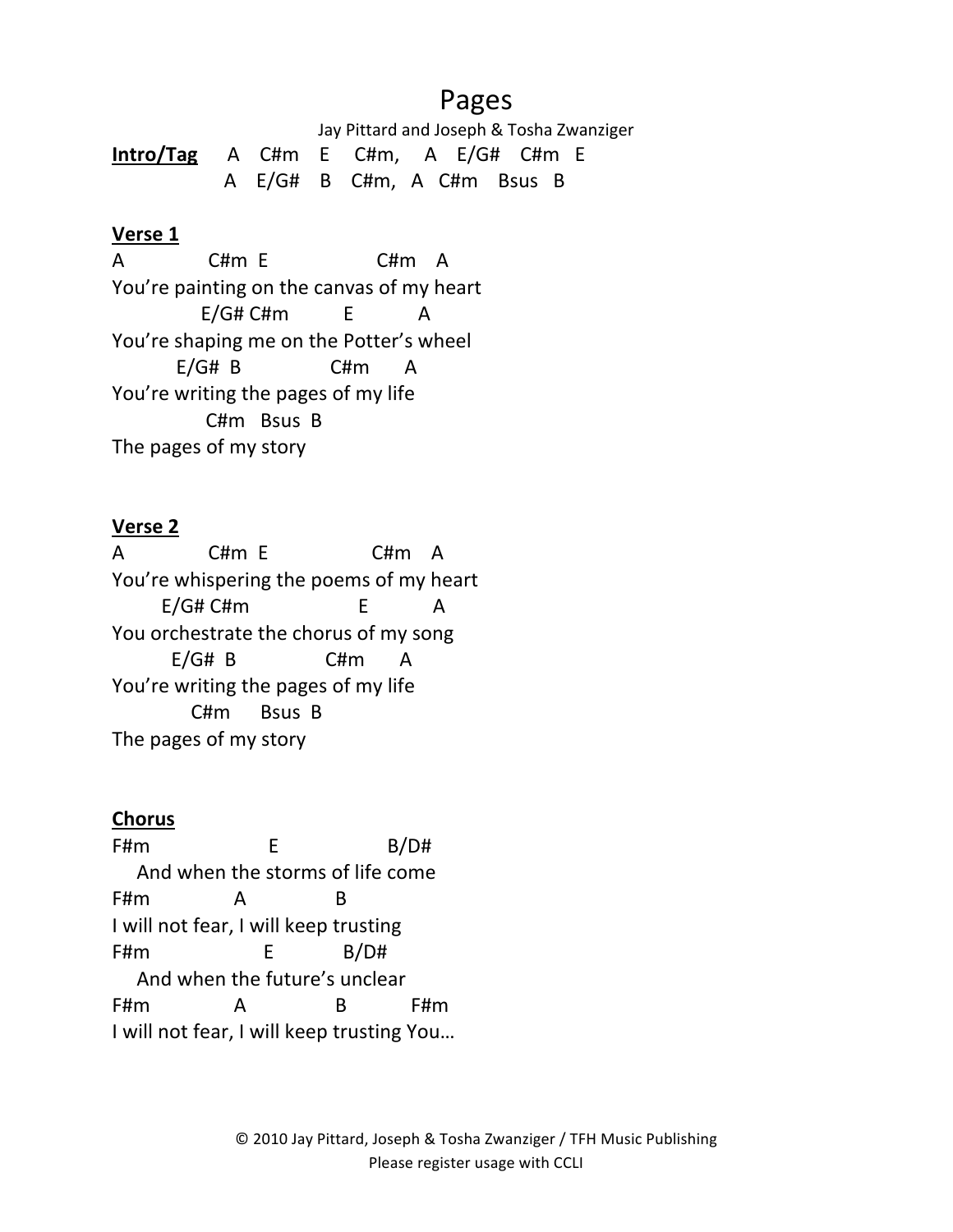# Pages

Jay Pittard and Joseph & Tosha Zwanziger

**Intro/Tag** A C#m E C#m, A E/G# C#m E
A E/G# B C#m, A C#m Bsus B

**Verse 1**

```
A             C#m  E                 C#m    A
You're painting on the canvas of my heart
             E/G# C#m          E           A
You're shaping me on the Potter's wheel
         E/G#  B               C#m       A
You're writing the pages of my life
              C#m   Bsus  B
The pages of my story
```

**Verse 2**

```
A             C#m  E                C#m    A
You're whispering the poems of my heart
        E/G# C#m                  E           A
You orchestrate the chorus of my song
         E/G#  B               C#m       A
You're writing the pages of my life
            C#m      Bsus  B
The pages of my story
```

**Chorus**

```
F#m                   E                    B/D#
    And when the storms of life come
F#m              A              B
I will not fear, I will keep trusting
F#m                   E             B/D#
    And when the future's unclear
F#m              A              B           F#m
I will not fear, I will keep trusting You…
```

© 2010 Jay Pittard, Joseph & Tosha Zwanziger / TFH Music Publishing
Please register usage with CCLI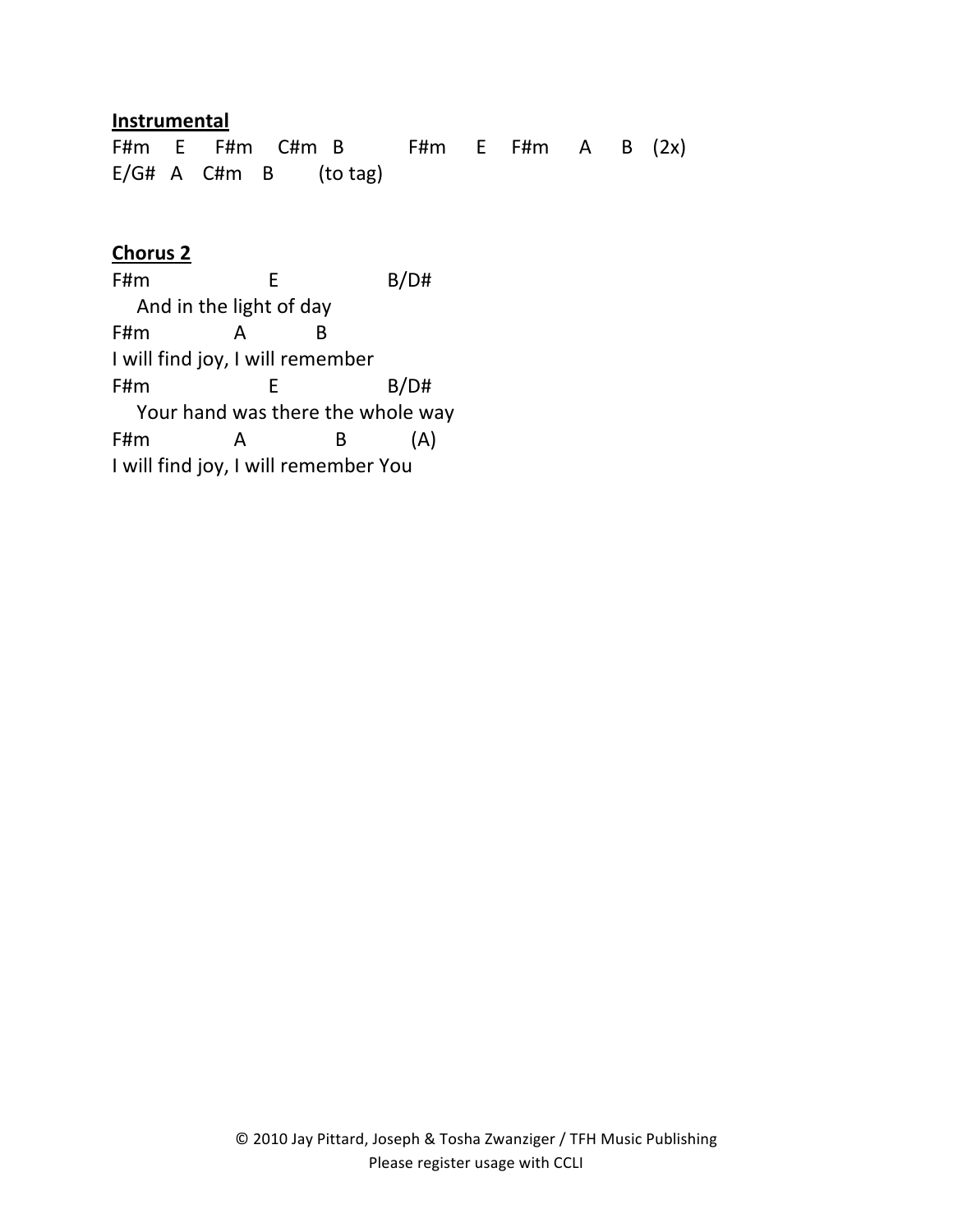**Instrumental**

```
F#m    E     F#m    C#m   B          F#m     E    F#m     A     B   (2x)
E/G#   A    C#m    B        (to tag)
```

**Chorus 2**

```
F#m                  E                  B/D#
   And in the light of day
F#m              A            B
I will find joy, I will remember
F#m                  E                  B/D#
   Your hand was there the whole way
F#m              A              B          (A)
I will find joy, I will remember You
```

© 2010 Jay Pittard, Joseph & Tosha Zwanziger / TFH Music Publishing
Please register usage with CCLI